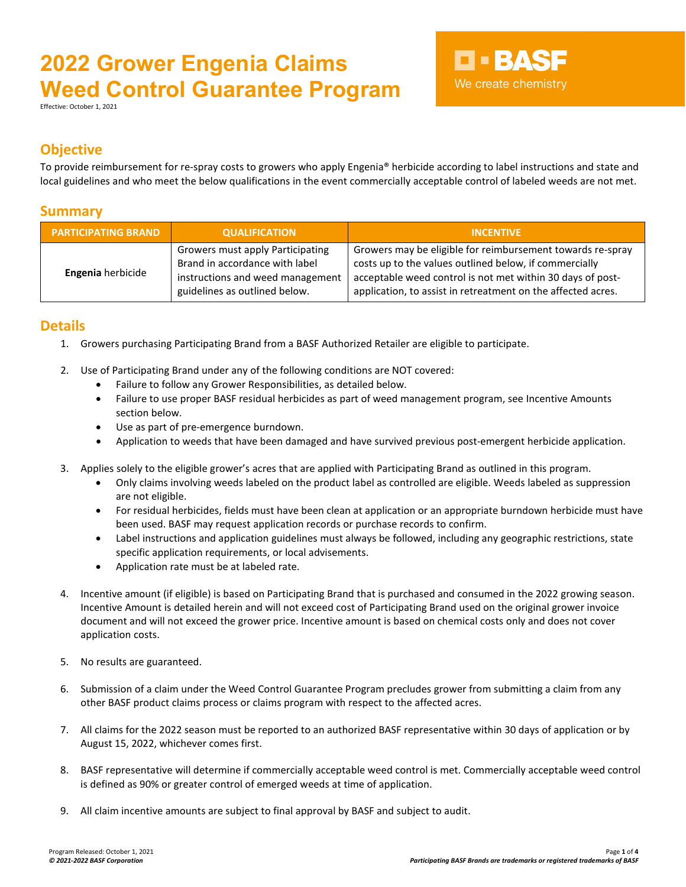# 2022 Grower Engenia Claims Weed Control Guarantee Program

Effective: October 1, 2021

BASF
We create chemistry

## Objective

To provide reimbursement for re-spray costs to growers who apply Engenia® herbicide according to label instructions and state and local guidelines and who meet the below qualifications in the event commercially acceptable control of labeled weeds are not met.

## Summary

| PARTICIPATING BRAND | QUALIFICATION | INCENTIVE |
| --- | --- | --- |
| **Engenia** herbicide | Growers must apply Participating Brand in accordance with label instructions and weed management guidelines as outlined below. | Growers may be eligible for reimbursement towards re-spray costs up to the values outlined below, if commercially acceptable weed control is not met within 30 days of post-application, to assist in retreatment on the affected acres. |

## Details

1. Growers purchasing Participating Brand from a BASF Authorized Retailer are eligible to participate.

2. Use of Participating Brand under any of the following conditions are NOT covered:
   - Failure to follow any Grower Responsibilities, as detailed below.
   - Failure to use proper BASF residual herbicides as part of weed management program, see Incentive Amounts section below.
   - Use as part of pre-emergence burndown.
   - Application to weeds that have been damaged and have survived previous post-emergent herbicide application.

3. Applies solely to the eligible grower's acres that are applied with Participating Brand as outlined in this program.
   - Only claims involving weeds labeled on the product label as controlled are eligible. Weeds labeled as suppression are not eligible.
   - For residual herbicides, fields must have been clean at application or an appropriate burndown herbicide must have been used. BASF may request application records or purchase records to confirm.
   - Label instructions and application guidelines must always be followed, including any geographic restrictions, state specific application requirements, or local advisements.
   - Application rate must be at labeled rate.

4. Incentive amount (if eligible) is based on Participating Brand that is purchased and consumed in the 2022 growing season. Incentive Amount is detailed herein and will not exceed cost of Participating Brand used on the original grower invoice document and will not exceed the grower price. Incentive amount is based on chemical costs only and does not cover application costs.

5. No results are guaranteed.

6. Submission of a claim under the Weed Control Guarantee Program precludes grower from submitting a claim from any other BASF product claims process or claims program with respect to the affected acres.

7. All claims for the 2022 season must be reported to an authorized BASF representative within 30 days of application or by August 15, 2022, whichever comes first.

8. BASF representative will determine if commercially acceptable weed control is met. Commercially acceptable weed control is defined as 90% or greater control of emerged weeds at time of application.

9. All claim incentive amounts are subject to final approval by BASF and subject to audit.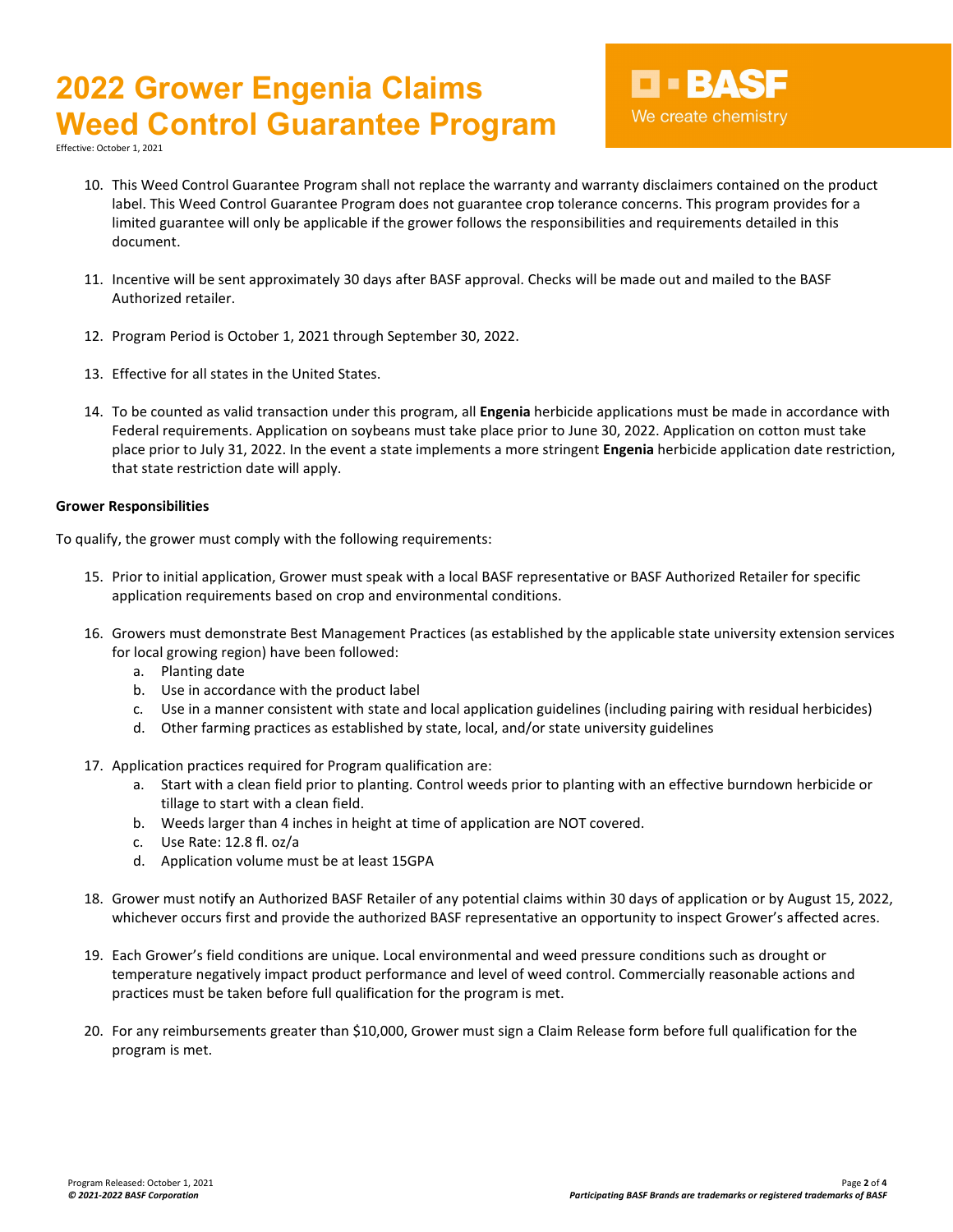10. This Weed Control Guarantee Program shall not replace the warranty and warranty disclaimers contained on the product label. This Weed Control Guarantee Program does not guarantee crop tolerance concerns. This program provides for a limited guarantee will only be applicable if the grower follows the responsibilities and requirements detailed in this document.

11. Incentive will be sent approximately 30 days after BASF approval. Checks will be made out and mailed to the BASF Authorized retailer.

12. Program Period is October 1, 2021 through September 30, 2022.

13. Effective for all states in the United States.

14. To be counted as valid transaction under this program, all **Engenia** herbicide applications must be made in accordance with Federal requirements. Application on soybeans must take place prior to June 30, 2022. Application on cotton must take place prior to July 31, 2022. In the event a state implements a more stringent **Engenia** herbicide application date restriction, that state restriction date will apply.

**Grower Responsibilities**

To qualify, the grower must comply with the following requirements:

15. Prior to initial application, Grower must speak with a local BASF representative or BASF Authorized Retailer for specific application requirements based on crop and environmental conditions.

16. Growers must demonstrate Best Management Practices (as established by the applicable state university extension services for local growing region) have been followed:
    a. Planting date
    b. Use in accordance with the product label
    c. Use in a manner consistent with state and local application guidelines (including pairing with residual herbicides)
    d. Other farming practices as established by state, local, and/or state university guidelines

17. Application practices required for Program qualification are:
    a. Start with a clean field prior to planting. Control weeds prior to planting with an effective burndown herbicide or tillage to start with a clean field.
    b. Weeds larger than 4 inches in height at time of application are NOT covered.
    c. Use Rate: 12.8 fl. oz/a
    d. Application volume must be at least 15GPA

18. Grower must notify an Authorized BASF Retailer of any potential claims within 30 days of application or by August 15, 2022, whichever occurs first and provide the authorized BASF representative an opportunity to inspect Grower's affected acres.

19. Each Grower's field conditions are unique. Local environmental and weed pressure conditions such as drought or temperature negatively impact product performance and level of weed control. Commercially reasonable actions and practices must be taken before full qualification for the program is met.

20. For any reimbursements greater than $10,000, Grower must sign a Claim Release form before full qualification for the program is met.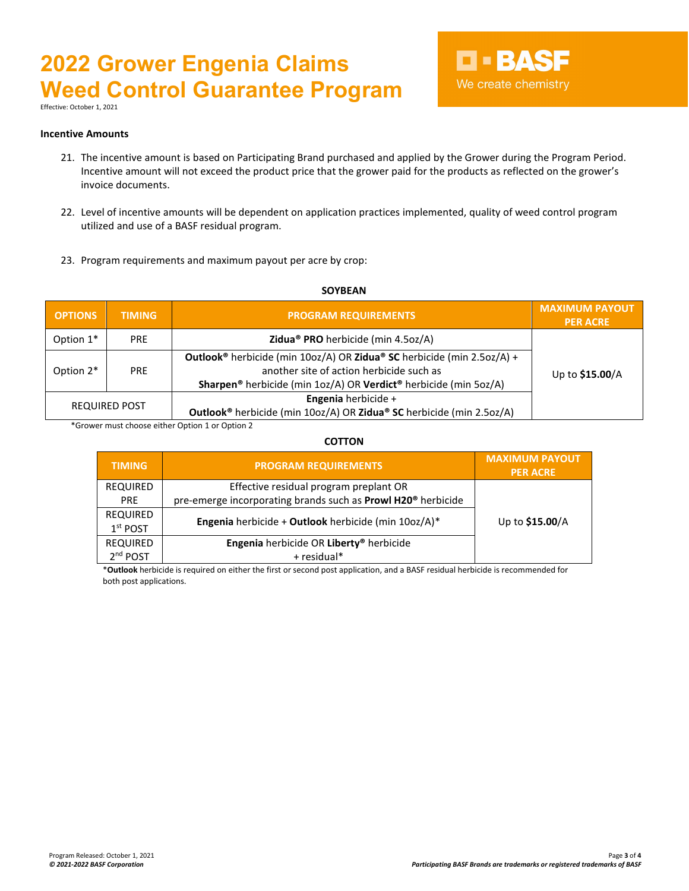# 2022 Grower Engenia Claims Weed Control Guarantee Program

Effective: October 1, 2021

**Incentive Amounts**

21. The incentive amount is based on Participating Brand purchased and applied by the Grower during the Program Period. Incentive amount will not exceed the product price that the grower paid for the products as reflected on the grower's invoice documents.

22. Level of incentive amounts will be dependent on application practices implemented, quality of weed control program utilized and use of a BASF residual program.

23. Program requirements and maximum payout per acre by crop:

**SOYBEAN**

| OPTIONS | TIMING | PROGRAM REQUIREMENTS | MAXIMUM PAYOUT PER ACRE |
|---|---|---|---|
| Option 1* | PRE | **Zidua® PRO** herbicide (min 4.5oz/A) | Up to **$15.00**/A |
| Option 2* | PRE | **Outlook®** herbicide (min 10oz/A) OR **Zidua® SC** herbicide (min 2.5oz/A) + another site of action herbicide such as **Sharpen®** herbicide (min 1oz/A) OR **Verdict®** herbicide (min 5oz/A) | |
| REQUIRED POST | | **Engenia** herbicide + **Outlook®** herbicide (min 10oz/A) OR **Zidua® SC** herbicide (min 2.5oz/A) | |

*Grower must choose either Option 1 or Option 2

**COTTON**

| TIMING | PROGRAM REQUIREMENTS | MAXIMUM PAYOUT PER ACRE |
|---|---|---|
| REQUIRED PRE | Effective residual program preplant OR pre-emerge incorporating brands such as **Prowl H2O®** herbicide | Up to **$15.00**/A |
| REQUIRED 1st POST | **Engenia** herbicide + **Outlook** herbicide (min 10oz/A)* | |
| REQUIRED 2nd POST | **Engenia** herbicide OR **Liberty®** herbicide + residual* | |

*__Outlook__ herbicide is required on either the first or second post application, and a BASF residual herbicide is recommended for both post applications.

Program Released: October 1, 2021

*© 2021-2022 BASF Corporation*

***Participating BASF Brands are trademarks or registered trademarks of BASF***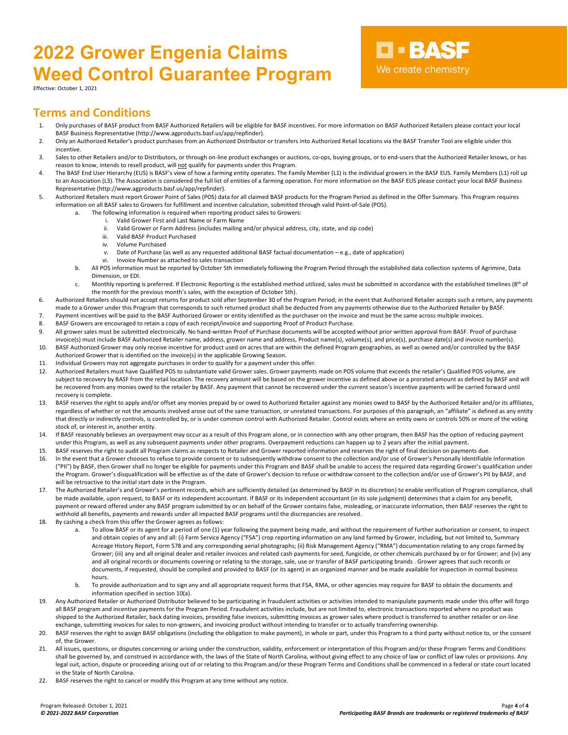# 2022 Grower Engenia Claims Weed Control Guarantee Program

Effective: October 1, 2021

BASF
We create chemistry

## Terms and Conditions

1. Only purchases of BASF product from BASF Authorized Retailers will be eligible for BASF incentives. For more information on BASF Authorized Retailers please contact your local BASF Business Representative (http://www.agproducts.basf.us/app/repfinder).
2. Only an Authorized Retailer's product purchases from an Authorized Distributor or transfers into Authorized Retail locations via the BASF Transfer Tool are eligible under this incentive.
3. Sales to other Retailers and/or to Distributors, or through on-line product exchanges or auctions, co-ops, buying groups, or to end-users that the Authorized Retailer knows, or has reason to know, intends to resell product, will not qualify for payments under this Program.
4. The BASF End User Hierarchy (EUS) is BASF's view of how a farming entity operates. The Family Member (L1) is the individual growers in the BASF EUS. Family Members (L1) roll up to an Association (L3). The Association is considered the full list of entities of a farming operation. For more information on the BASF EUS please contact your local BASF Business Representative (http://www.agproducts.basf.us/app/repfinder).
5. Authorized Retailers must report Grower Point of Sales (POS) data for all claimed BASF products for the Program Period as defined in the Offer Summary. This Program requires information on all BASF sales to Growers for fulfillment and incentive calculation, submitted through valid Point-of-Sale (POS).
   a. The following information is required when reporting product sales to Growers:
      i. Valid Grower First and Last Name or Farm Name
      ii. Valid Grower or Farm Address (includes mailing and/or physical address, city, state, and zip code)
      iii. Valid BASF Product Purchased
      iv. Volume Purchased
      v. Date of Purchase (as well as any requested additional BASF factual documentation – e.g., date of application)
      vi. Invoice Number as attached to sales transaction
   b. All POS information must be reported by October 5th immediately following the Program Period through the established data collection systems of Agrimine, Data Dimension, or EDI.
   c. Monthly reporting is preferred. If Electronic Reporting is the established method utilized, sales must be submitted in accordance with the established timelines (8th of the month for the previous month's sales, with the exception of October 5th).
6. Authorized Retailers should not accept returns for product sold after September 30 of the Program Period; in the event that Authorized Retailer accepts such a return, any payments made to a Grower under this Program that corresponds to such returned product shall be deducted from any payments otherwise due to the Authorized Retailer by BASF.
7. Payment incentives will be paid to the BASF Authorized Grower or entity identified as the purchaser on the invoice and must be the same across multiple invoices.
8. BASF Growers are encouraged to retain a copy of each receipt/invoice and supporting Proof of Product Purchase.
9. All grower sales must be submitted electronically. No hand-written Proof of Purchase documents will be accepted without prior written approval from BASF. Proof of purchase invoice(s) must include BASF Authorized Retailer name, address, grower name and address, Product name(s), volume(s), and price(s), purchase date(s) and invoice number(s).
10. BASF Authorized Grower may only receive incentive for product used on acres that are within the defined Program geographies, as well as owned and/or controlled by the BASF Authorized Grower that is identified on the invoice(s) in the applicable Growing Season.
11. Individual Growers may not aggregate purchases in order to qualify for a payment under this offer.
12. Authorized Retailers must have Qualified POS to substantiate valid Grower sales. Grower payments made on POS volume that exceeds the retailer's Qualified POS volume, are subject to recovery by BASF from the retail location. The recovery amount will be based on the grower incentive as defined above or a prorated amount as defined by BASF and will be recovered from any monies owed to the retailer by BASF. Any payment that cannot be recovered under the current season's incentive payments will be carried forward until recovery is complete.
13. BASF reserves the right to apply and/or offset any monies prepaid by or owed to Authorized Retailer against any monies owed to BASF by the Authorized Retailer and/or its affiliates, regardless of whether or not the amounts involved arose out of the same transaction, or unrelated transactions. For purposes of this paragraph, an "affiliate" is defined as any entity that directly or indirectly controls, is controlled by, or is under common control with Authorized Retailer. Control exists where an entity owns or controls 50% or more of the voting stock of, or interest in, another entity.
14. If BASF reasonably believes an overpayment may occur as a result of this Program alone, or in connection with any other program, then BASF has the option of reducing payment under this Program, as well as any subsequent payments under other programs. Overpayment reductions can happen up to 2 years after the initial payment.
15. BASF reserves the right to audit all Program claims as respects to Retailer and Grower reported information and reserves the right of final decision on payments due.
16. In the event that a Grower chooses to refuse to provide consent or to subsequently withdraw consent to the collection and/or use of Grower's Personally Identifiable Information ("PII") by BASF, then Grower shall no longer be eligible for payments under this Program and BASF shall be unable to access the required data regarding Grower's qualification under the Program. Grower's disqualification will be effective as of the date of Grower's decision to refuse or withdraw consent to the collection and/or use of Grower's PII by BASF, and will be retroactive to the initial start date in the Program.
17. The Authorized Retailer's and Grower's pertinent records, which are sufficiently detailed (as determined by BASF in its discretion) to enable verification of Program compliance, shall be made available, upon request, to BASF or its independent accountant. If BASF or its independent accountant (in its sole judgment) determines that a claim for any benefit, payment or reward offered under any BASF program submitted by or on behalf of the Grower contains false, misleading, or inaccurate information, then BASF reserves the right to withhold all benefits, payments and rewards under all impacted BASF programs until the discrepancies are resolved.
18. By cashing a check from this offer the Grower agrees as follows:
   a. To allow BASF or its agent for a period of one (1) year following the payment being made, and without the requirement of further authorization or consent, to inspect and obtain copies of any and all: (i) Farm Service Agency ("FSA") crop reporting information on any land farmed by Grower, including, but not limited to, Summary Acreage History Report, Form 578 and any corresponding aerial photographs; (ii) Risk Management Agency ("RMA") documentation relating to any crops farmed by Grower; (iii) any and all original dealer and retailer invoices and related cash payments for seed, fungicide, or other chemicals purchased by or for Grower; and (iv) any and all original records or documents covering or relating to the storage, sale, use or transfer of BASF participating brands . Grower agrees that such records or documents, if requested, should be compiled and provided to BASF (or its agent) in an organized manner and be made available for inspection in normal business hours.
   b. To provide authorization and to sign any and all appropriate request forms that FSA, RMA, or other agencies may require for BASF to obtain the documents and information specified in section 10(a).
19. Any Authorized Retailer or Authorized Distributor believed to be participating in fraudulent activities or activities intended to manipulate payments made under this offer will forgo all BASF program and incentive payments for the Program Period. Fraudulent activities include, but are not limited to, electronic transactions reported where no product was shipped to the Authorized Retailer, back dating invoices, providing false invoices, submitting invoices as grower sales where product is transferred to another retailer or on-line exchange, submitting invoices for sales to non-growers, and invoicing product without intending to transfer or to actually transferring ownership.
20. BASF reserves the right to assign BASF obligations (including the obligation to make payment), in whole or part, under this Program to a third party without notice to, or the consent of, the Grower.
21. All issues, questions, or disputes concerning or arising under the construction, validity, enforcement or interpretation of this Program and/or these Program Terms and Conditions shall be governed by, and construed in accordance with, the laws of the State of North Carolina, without giving effect to any choice of law or conflict of law rules or provisions. Any legal suit, action, dispute or proceeding arising out of or relating to this Program and/or these Program Terms and Conditions shall be commenced in a federal or state court located in the State of North Carolina.
22. BASF reserves the right to cancel or modify this Program at any time without any notice.

Program Released: October 1, 2021

*© 2021-2022 BASF Corporation*

*Participating BASF Brands are trademarks or registered trademarks of BASF*